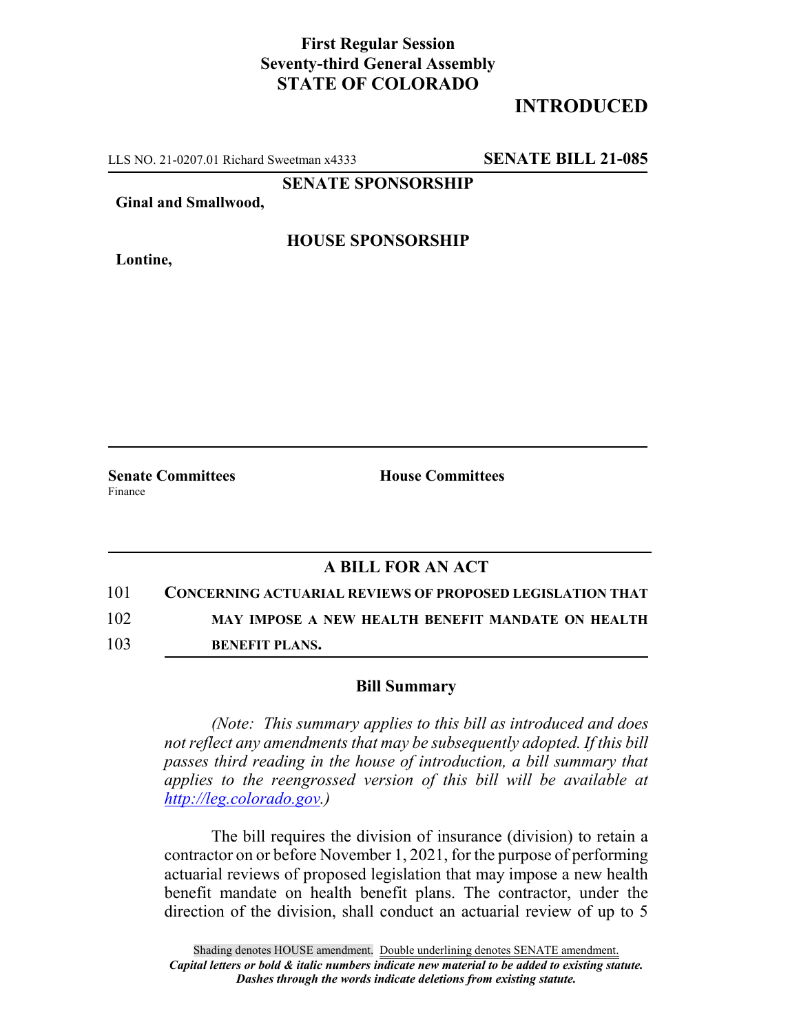**First Regular Session**
**Seventy-third General Assembly**
**STATE OF COLORADO**

# INTRODUCED

LLS NO. 21-0207.01 Richard Sweetman x4333 **SENATE BILL 21-085**

**SENATE SPONSORSHIP**

**Ginal and Smallwood,**

**HOUSE SPONSORSHIP**

**Lontine,**

**Senate Committees**
Finance

**House Committees**

## A BILL FOR AN ACT

101 **CONCERNING ACTUARIAL REVIEWS OF PROPOSED LEGISLATION THAT**
102 **MAY IMPOSE A NEW HEALTH BENEFIT MANDATE ON HEALTH**
103 **BENEFIT PLANS.**

### Bill Summary

*(Note: This summary applies to this bill as introduced and does not reflect any amendments that may be subsequently adopted. If this bill passes third reading in the house of introduction, a bill summary that applies to the reengrossed version of this bill will be available at http://leg.colorado.gov.)*

The bill requires the division of insurance (division) to retain a contractor on or before November 1, 2021, for the purpose of performing actuarial reviews of proposed legislation that may impose a new health benefit mandate on health benefit plans. The contractor, under the direction of the division, shall conduct an actuarial review of up to 5

Shading denotes HOUSE amendment. Double underlining denotes SENATE amendment.
***Capital letters or bold & italic numbers indicate new material to be added to existing statute.***
***Dashes through the words indicate deletions from existing statute.***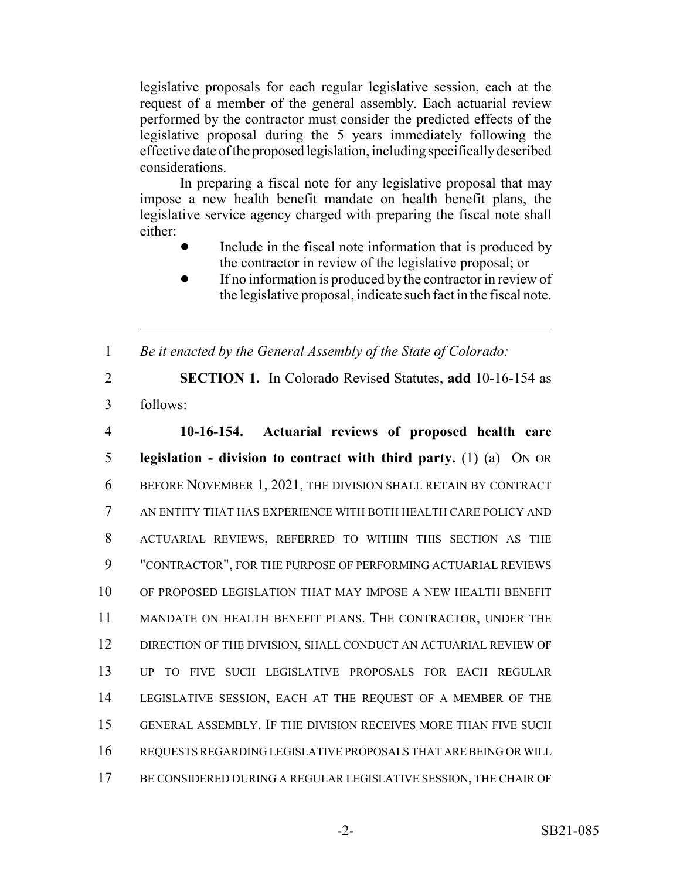legislative proposals for each regular legislative session, each at the request of a member of the general assembly. Each actuarial review performed by the contractor must consider the predicted effects of the legislative proposal during the 5 years immediately following the effective date of the proposed legislation, including specifically described considerations.

In preparing a fiscal note for any legislative proposal that may impose a new health benefit mandate on health benefit plans, the legislative service agency charged with preparing the fiscal note shall either:

- Include in the fiscal note information that is produced by the contractor in review of the legislative proposal; or
- If no information is produced by the contractor in review of the legislative proposal, indicate such fact in the fiscal note.

---

1 *Be it enacted by the General Assembly of the State of Colorado:*

2 **SECTION 1.** In Colorado Revised Statutes, **add** 10-16-154 as
3 follows:

4 **10-16-154. Actuarial reviews of proposed health care**
5 **legislation - division to contract with third party.** (1) (a) ON OR
6 BEFORE NOVEMBER 1, 2021, THE DIVISION SHALL RETAIN BY CONTRACT
7 AN ENTITY THAT HAS EXPERIENCE WITH BOTH HEALTH CARE POLICY AND
8 ACTUARIAL REVIEWS, REFERRED TO WITHIN THIS SECTION AS THE
9 "CONTRACTOR", FOR THE PURPOSE OF PERFORMING ACTUARIAL REVIEWS
10 OF PROPOSED LEGISLATION THAT MAY IMPOSE A NEW HEALTH BENEFIT
11 MANDATE ON HEALTH BENEFIT PLANS. THE CONTRACTOR, UNDER THE
12 DIRECTION OF THE DIVISION, SHALL CONDUCT AN ACTUARIAL REVIEW OF
13 UP TO FIVE SUCH LEGISLATIVE PROPOSALS FOR EACH REGULAR
14 LEGISLATIVE SESSION, EACH AT THE REQUEST OF A MEMBER OF THE
15 GENERAL ASSEMBLY. IF THE DIVISION RECEIVES MORE THAN FIVE SUCH
16 REQUESTS REGARDING LEGISLATIVE PROPOSALS THAT ARE BEING OR WILL
17 BE CONSIDERED DURING A REGULAR LEGISLATIVE SESSION, THE CHAIR OF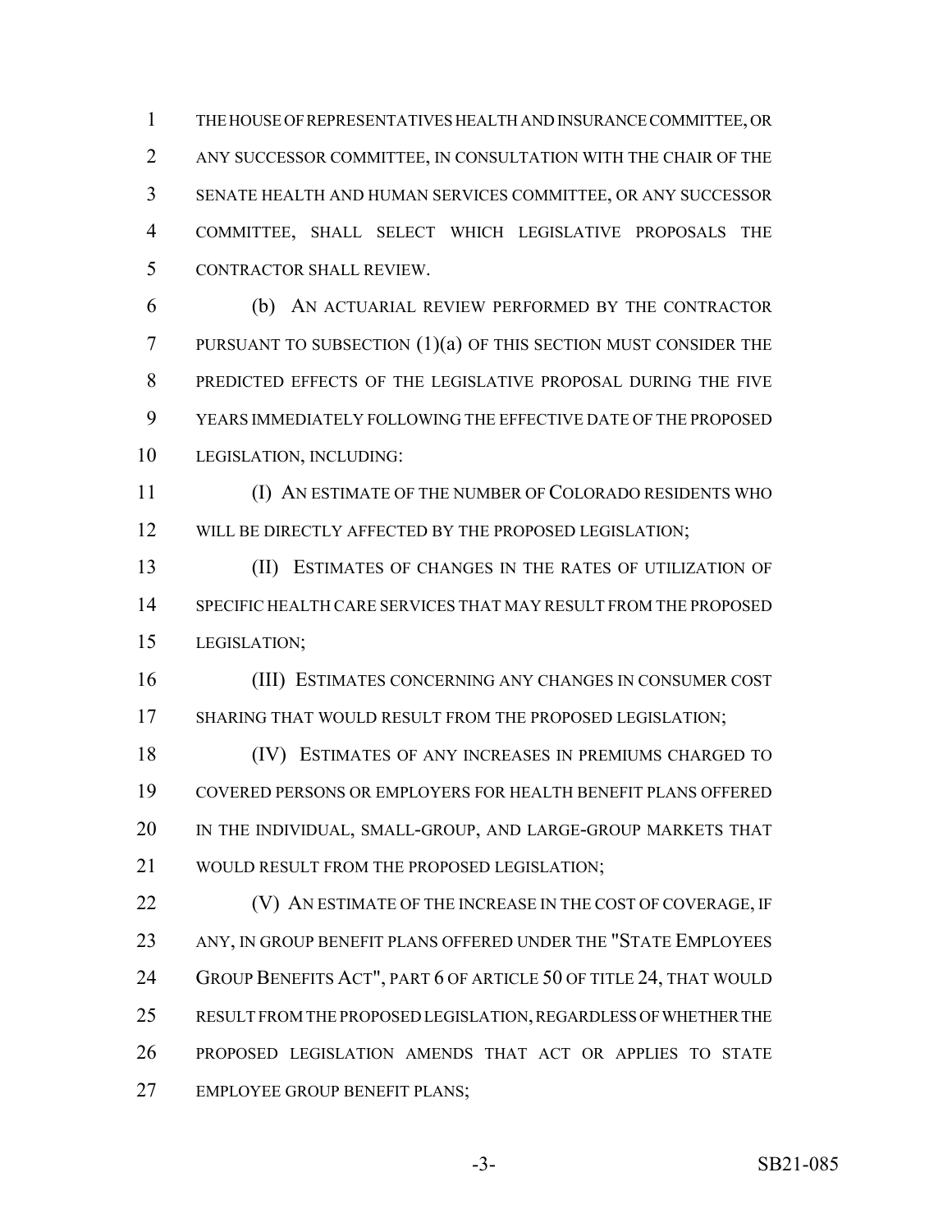THE HOUSE OF REPRESENTATIVES HEALTH AND INSURANCE COMMITTEE, OR ANY SUCCESSOR COMMITTEE, IN CONSULTATION WITH THE CHAIR OF THE SENATE HEALTH AND HUMAN SERVICES COMMITTEE, OR ANY SUCCESSOR COMMITTEE, SHALL SELECT WHICH LEGISLATIVE PROPOSALS THE CONTRACTOR SHALL REVIEW.

(b) AN ACTUARIAL REVIEW PERFORMED BY THE CONTRACTOR PURSUANT TO SUBSECTION (1)(a) OF THIS SECTION MUST CONSIDER THE PREDICTED EFFECTS OF THE LEGISLATIVE PROPOSAL DURING THE FIVE YEARS IMMEDIATELY FOLLOWING THE EFFECTIVE DATE OF THE PROPOSED LEGISLATION, INCLUDING:

(I) AN ESTIMATE OF THE NUMBER OF COLORADO RESIDENTS WHO WILL BE DIRECTLY AFFECTED BY THE PROPOSED LEGISLATION;

(II) ESTIMATES OF CHANGES IN THE RATES OF UTILIZATION OF SPECIFIC HEALTH CARE SERVICES THAT MAY RESULT FROM THE PROPOSED LEGISLATION;

(III) ESTIMATES CONCERNING ANY CHANGES IN CONSUMER COST SHARING THAT WOULD RESULT FROM THE PROPOSED LEGISLATION;

(IV) ESTIMATES OF ANY INCREASES IN PREMIUMS CHARGED TO COVERED PERSONS OR EMPLOYERS FOR HEALTH BENEFIT PLANS OFFERED IN THE INDIVIDUAL, SMALL-GROUP, AND LARGE-GROUP MARKETS THAT WOULD RESULT FROM THE PROPOSED LEGISLATION;

(V) AN ESTIMATE OF THE INCREASE IN THE COST OF COVERAGE, IF ANY, IN GROUP BENEFIT PLANS OFFERED UNDER THE "STATE EMPLOYEES GROUP BENEFITS ACT", PART 6 OF ARTICLE 50 OF TITLE 24, THAT WOULD RESULT FROM THE PROPOSED LEGISLATION, REGARDLESS OF WHETHER THE PROPOSED LEGISLATION AMENDS THAT ACT OR APPLIES TO STATE EMPLOYEE GROUP BENEFIT PLANS;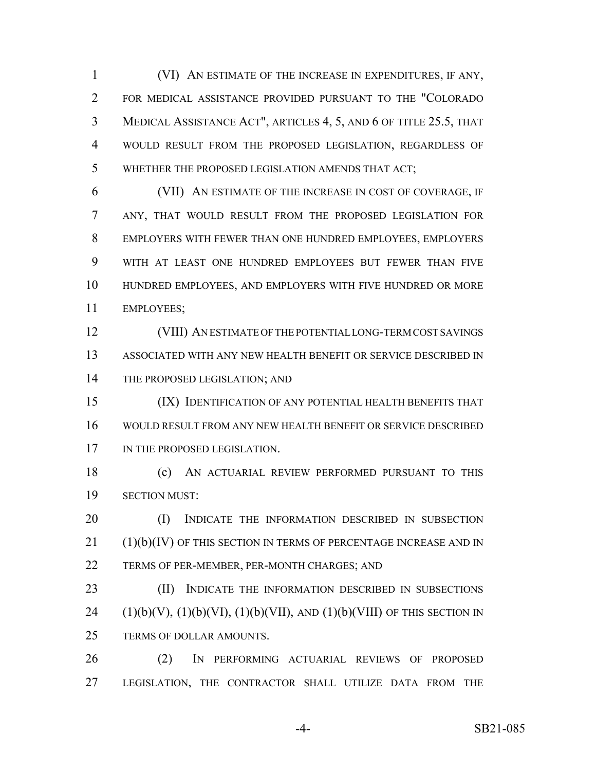(VI) AN ESTIMATE OF THE INCREASE IN EXPENDITURES, IF ANY, FOR MEDICAL ASSISTANCE PROVIDED PURSUANT TO THE "COLORADO MEDICAL ASSISTANCE ACT", ARTICLES 4, 5, AND 6 OF TITLE 25.5, THAT WOULD RESULT FROM THE PROPOSED LEGISLATION, REGARDLESS OF WHETHER THE PROPOSED LEGISLATION AMENDS THAT ACT;

(VII) AN ESTIMATE OF THE INCREASE IN COST OF COVERAGE, IF ANY, THAT WOULD RESULT FROM THE PROPOSED LEGISLATION FOR EMPLOYERS WITH FEWER THAN ONE HUNDRED EMPLOYEES, EMPLOYERS WITH AT LEAST ONE HUNDRED EMPLOYEES BUT FEWER THAN FIVE HUNDRED EMPLOYEES, AND EMPLOYERS WITH FIVE HUNDRED OR MORE EMPLOYEES;

(VIII) AN ESTIMATE OF THE POTENTIAL LONG-TERM COST SAVINGS ASSOCIATED WITH ANY NEW HEALTH BENEFIT OR SERVICE DESCRIBED IN THE PROPOSED LEGISLATION; AND

(IX) IDENTIFICATION OF ANY POTENTIAL HEALTH BENEFITS THAT WOULD RESULT FROM ANY NEW HEALTH BENEFIT OR SERVICE DESCRIBED IN THE PROPOSED LEGISLATION.

(c) AN ACTUARIAL REVIEW PERFORMED PURSUANT TO THIS SECTION MUST:

(I) INDICATE THE INFORMATION DESCRIBED IN SUBSECTION (1)(b)(IV) OF THIS SECTION IN TERMS OF PERCENTAGE INCREASE AND IN TERMS OF PER-MEMBER, PER-MONTH CHARGES; AND

(II) INDICATE THE INFORMATION DESCRIBED IN SUBSECTIONS (1)(b)(V), (1)(b)(VI), (1)(b)(VII), AND (1)(b)(VIII) OF THIS SECTION IN TERMS OF DOLLAR AMOUNTS.

(2) IN PERFORMING ACTUARIAL REVIEWS OF PROPOSED LEGISLATION, THE CONTRACTOR SHALL UTILIZE DATA FROM THE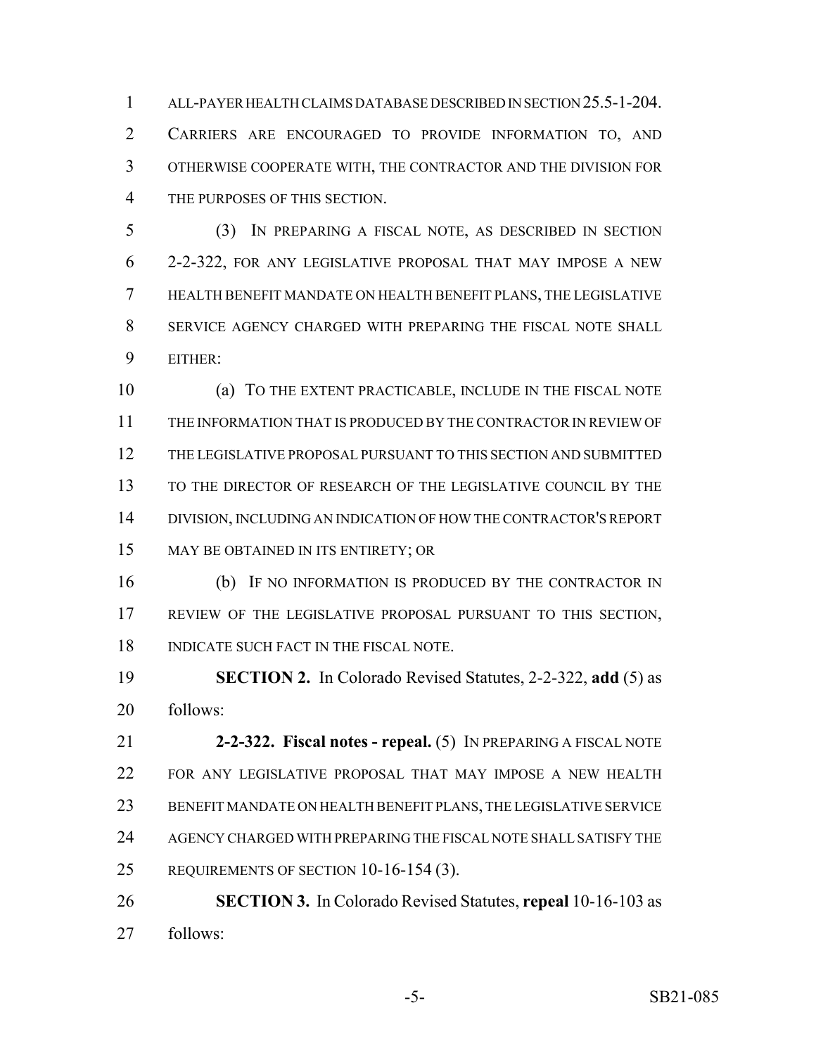ALL-PAYER HEALTH CLAIMS DATABASE DESCRIBED IN SECTION 25.5-1-204. CARRIERS ARE ENCOURAGED TO PROVIDE INFORMATION TO, AND OTHERWISE COOPERATE WITH, THE CONTRACTOR AND THE DIVISION FOR THE PURPOSES OF THIS SECTION.

(3) IN PREPARING A FISCAL NOTE, AS DESCRIBED IN SECTION 2-2-322, FOR ANY LEGISLATIVE PROPOSAL THAT MAY IMPOSE A NEW HEALTH BENEFIT MANDATE ON HEALTH BENEFIT PLANS, THE LEGISLATIVE SERVICE AGENCY CHARGED WITH PREPARING THE FISCAL NOTE SHALL EITHER:

(a) TO THE EXTENT PRACTICABLE, INCLUDE IN THE FISCAL NOTE THE INFORMATION THAT IS PRODUCED BY THE CONTRACTOR IN REVIEW OF THE LEGISLATIVE PROPOSAL PURSUANT TO THIS SECTION AND SUBMITTED TO THE DIRECTOR OF RESEARCH OF THE LEGISLATIVE COUNCIL BY THE DIVISION, INCLUDING AN INDICATION OF HOW THE CONTRACTOR'S REPORT MAY BE OBTAINED IN ITS ENTIRETY; OR

(b) IF NO INFORMATION IS PRODUCED BY THE CONTRACTOR IN REVIEW OF THE LEGISLATIVE PROPOSAL PURSUANT TO THIS SECTION, INDICATE SUCH FACT IN THE FISCAL NOTE.

**SECTION 2.** In Colorado Revised Statutes, 2-2-322, **add** (5) as follows:

**2-2-322. Fiscal notes - repeal.** (5) IN PREPARING A FISCAL NOTE FOR ANY LEGISLATIVE PROPOSAL THAT MAY IMPOSE A NEW HEALTH BENEFIT MANDATE ON HEALTH BENEFIT PLANS, THE LEGISLATIVE SERVICE AGENCY CHARGED WITH PREPARING THE FISCAL NOTE SHALL SATISFY THE REQUIREMENTS OF SECTION 10-16-154 (3).

**SECTION 3.** In Colorado Revised Statutes, **repeal** 10-16-103 as follows: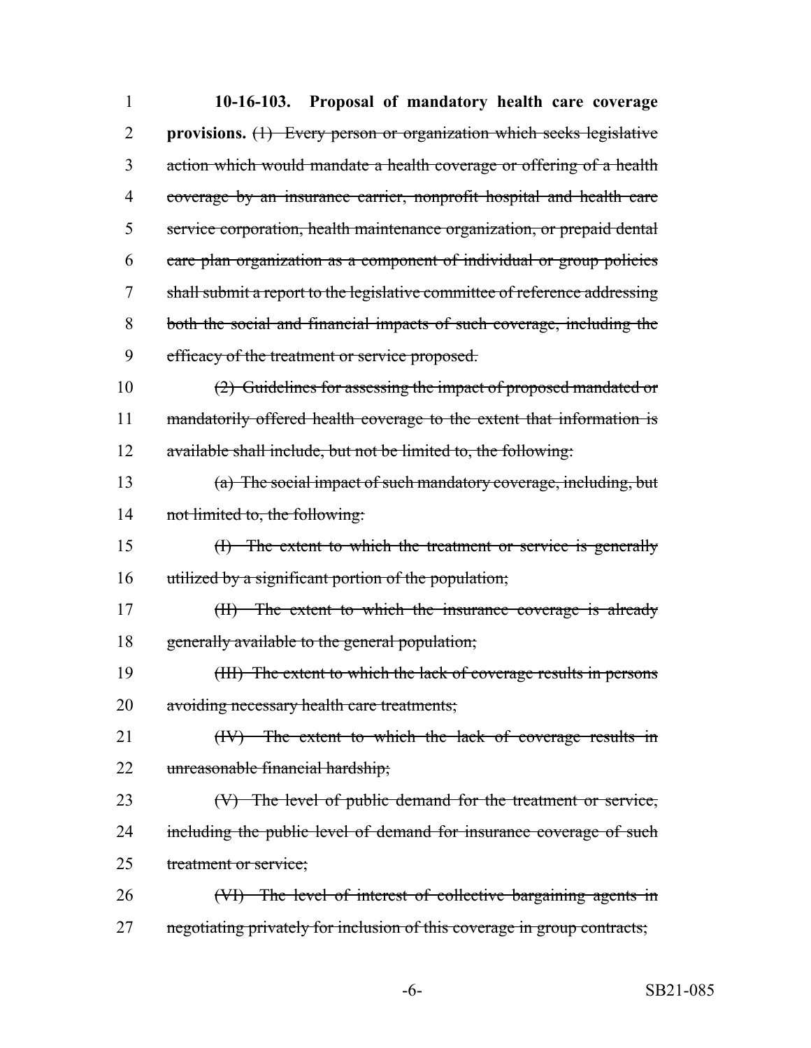**10-16-103. Proposal of mandatory health care coverage provisions.** ~~(1) Every person or organization which seeks legislative action which would mandate a health coverage or offering of a health coverage by an insurance carrier, nonprofit hospital and health care service corporation, health maintenance organization, or prepaid dental care plan organization as a component of individual or group policies shall submit a report to the legislative committee of reference addressing both the social and financial impacts of such coverage, including the efficacy of the treatment or service proposed.~~

~~(2) Guidelines for assessing the impact of proposed mandated or mandatorily offered health coverage to the extent that information is available shall include, but not be limited to, the following:~~

~~(a) The social impact of such mandatory coverage, including, but not limited to, the following:~~

~~(I) The extent to which the treatment or service is generally utilized by a significant portion of the population;~~

~~(II) The extent to which the insurance coverage is already generally available to the general population;~~

~~(III) The extent to which the lack of coverage results in persons avoiding necessary health care treatments;~~

~~(IV) The extent to which the lack of coverage results in unreasonable financial hardship;~~

~~(V) The level of public demand for the treatment or service, including the public level of demand for insurance coverage of such treatment or service;~~

~~(VI) The level of interest of collective bargaining agents in negotiating privately for inclusion of this coverage in group contracts;~~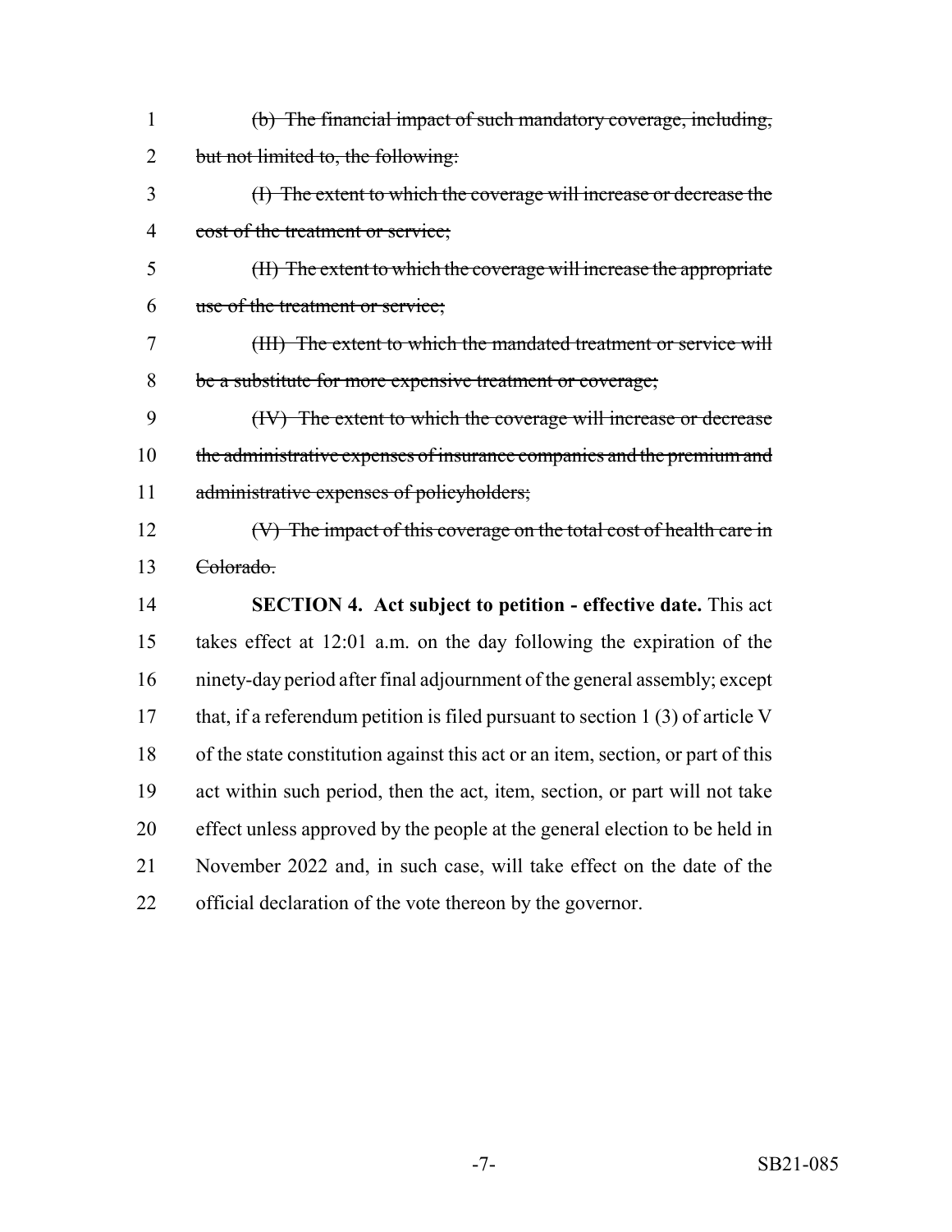~~(b) The financial impact of such mandatory coverage, including, but not limited to, the following:~~

~~(I) The extent to which the coverage will increase or decrease the cost of the treatment or service;~~

~~(II) The extent to which the coverage will increase the appropriate use of the treatment or service;~~

~~(III) The extent to which the mandated treatment or service will be a substitute for more expensive treatment or coverage;~~

~~(IV) The extent to which the coverage will increase or decrease the administrative expenses of insurance companies and the premium and administrative expenses of policyholders;~~

~~(V) The impact of this coverage on the total cost of health care in Colorado.~~

**SECTION 4. Act subject to petition - effective date.** This act takes effect at 12:01 a.m. on the day following the expiration of the ninety-day period after final adjournment of the general assembly; except that, if a referendum petition is filed pursuant to section 1 (3) of article V of the state constitution against this act or an item, section, or part of this act within such period, then the act, item, section, or part will not take effect unless approved by the people at the general election to be held in November 2022 and, in such case, will take effect on the date of the official declaration of the vote thereon by the governor.